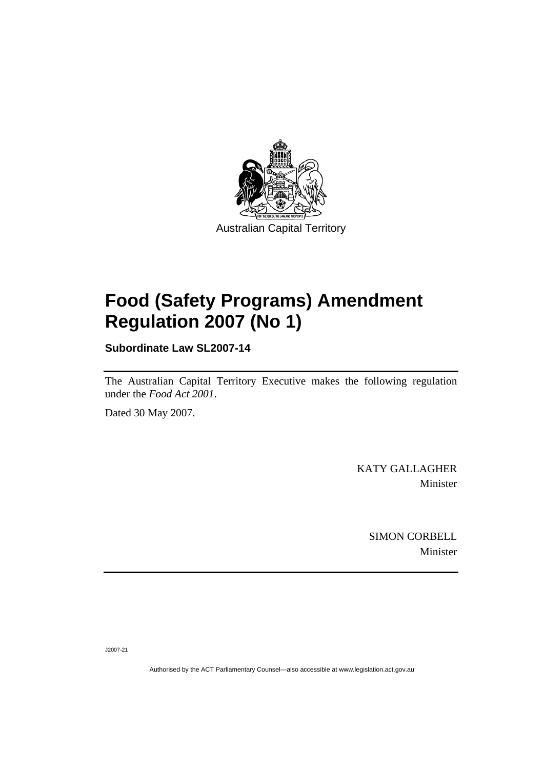Australian Capital Territory

# Food (Safety Programs) Amendment Regulation 2007 (No 1)

**Subordinate Law SL2007-14**

The Australian Capital Territory Executive makes the following regulation under the *Food Act 2001*.

Dated 30 May 2007.

KATY GALLAGHER
Minister

SIMON CORBELL
Minister

J2007-21

Authorised by the ACT Parliamentary Counsel—also accessible at www.legislation.act.gov.au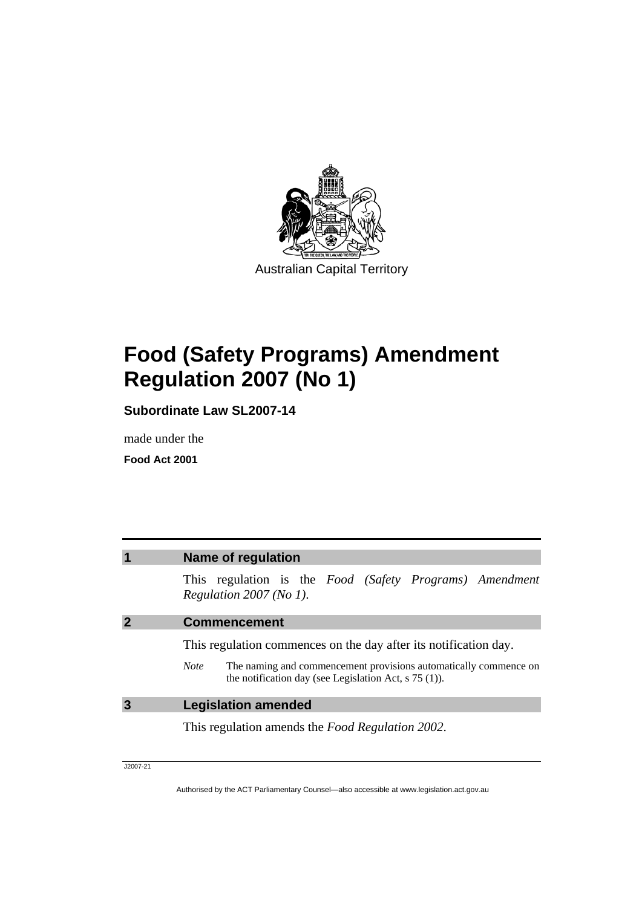Australian Capital Territory

# Food (Safety Programs) Amendment Regulation 2007 (No 1)

**Subordinate Law SL2007-14**

made under the

**Food Act 2001**

## 1 Name of regulation

This regulation is the *Food (Safety Programs) Amendment Regulation 2007 (No 1)*.

## 2 Commencement

This regulation commences on the day after its notification day.

*Note* The naming and commencement provisions automatically commence on the notification day (see Legislation Act, s 75 (1)).

## 3 Legislation amended

This regulation amends the *Food Regulation 2002*.

J2007-21

Authorised by the ACT Parliamentary Counsel—also accessible at www.legislation.act.gov.au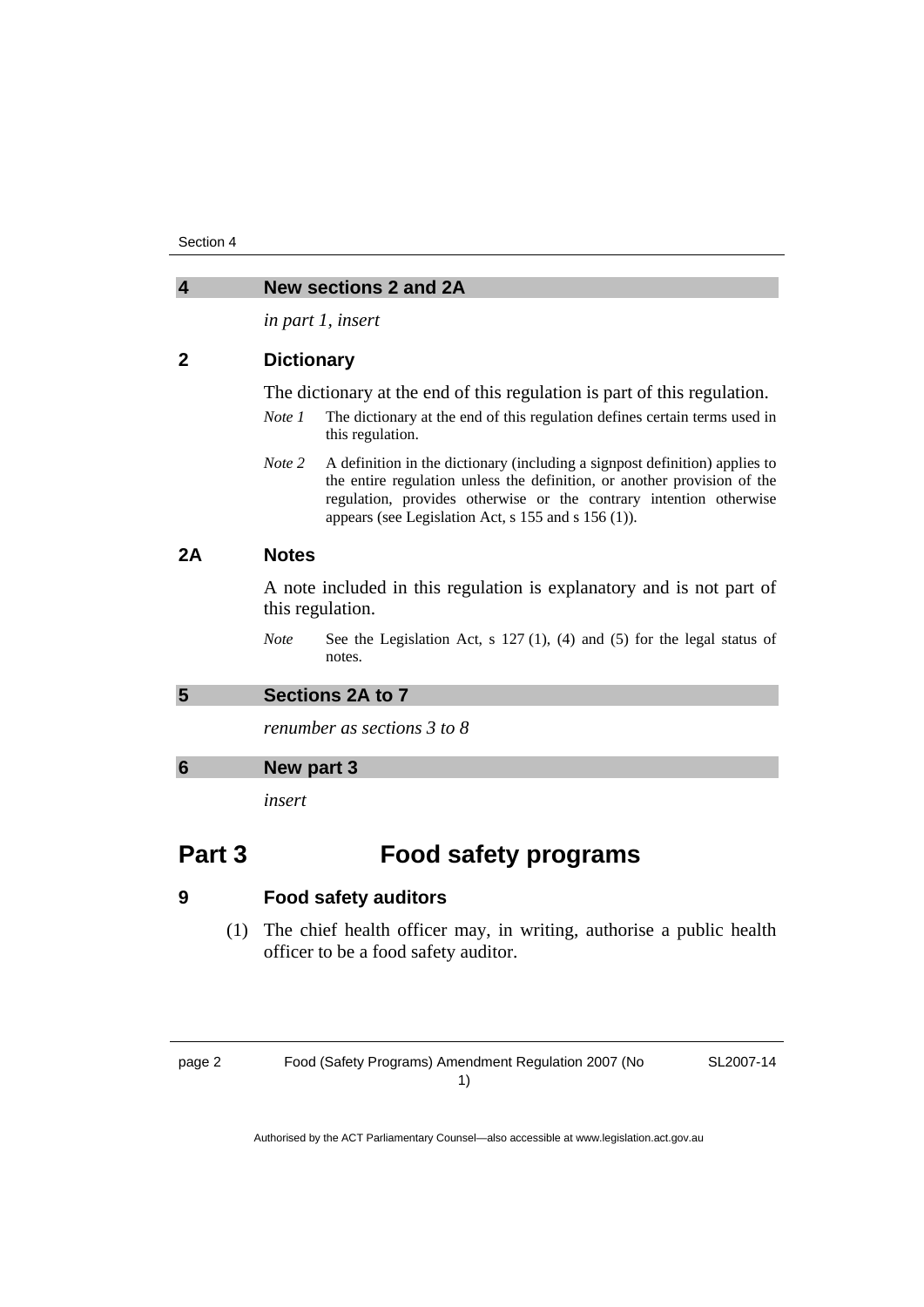## 4 New sections 2 and 2A

*in part 1, insert*

### 2 Dictionary

The dictionary at the end of this regulation is part of this regulation.

*Note 1* The dictionary at the end of this regulation defines certain terms used in this regulation.

*Note 2* A definition in the dictionary (including a signpost definition) applies to the entire regulation unless the definition, or another provision of the regulation, provides otherwise or the contrary intention otherwise appears (see Legislation Act, s 155 and s 156 (1)).

### 2A Notes

A note included in this regulation is explanatory and is not part of this regulation.

*Note* See the Legislation Act, s 127 (1), (4) and (5) for the legal status of notes.

## 5 Sections 2A to 7

*renumber as sections 3 to 8*

## 6 New part 3

*insert*

# Part 3 Food safety programs

### 9 Food safety auditors

(1) The chief health officer may, in writing, authorise a public health officer to be a food safety auditor.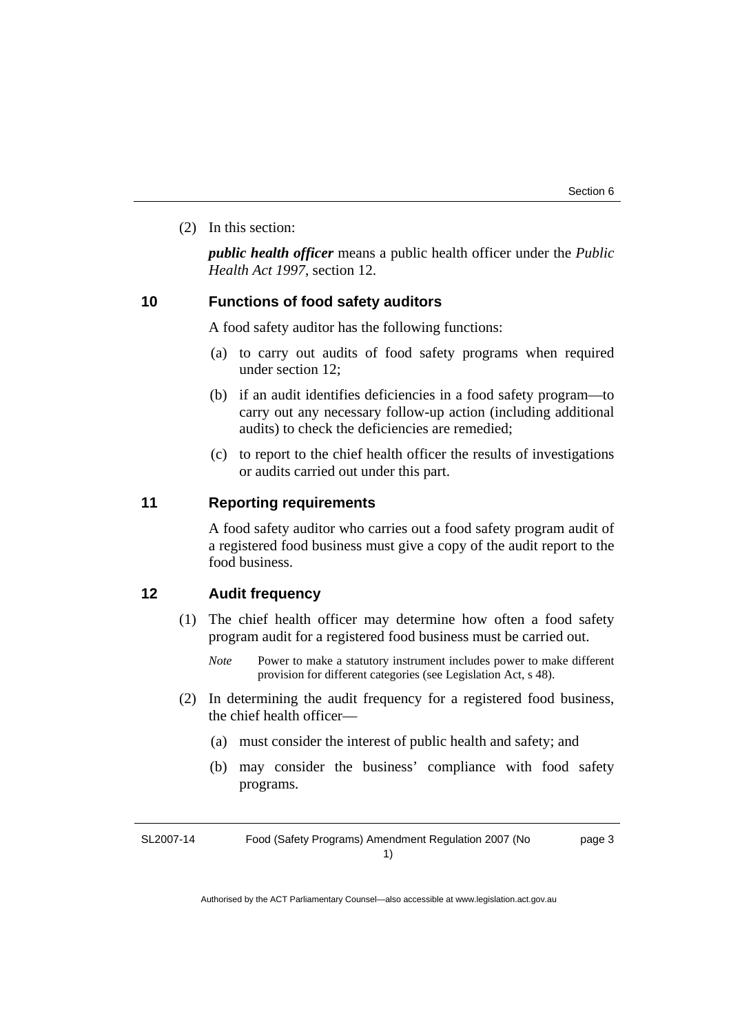(2) In this section:

***public health officer*** means a public health officer under the *Public Health Act 1997*, section 12.

### 10 Functions of food safety auditors

A food safety auditor has the following functions:

(a) to carry out audits of food safety programs when required under section 12;

(b) if an audit identifies deficiencies in a food safety program—to carry out any necessary follow-up action (including additional audits) to check the deficiencies are remedied;

(c) to report to the chief health officer the results of investigations or audits carried out under this part.

### 11 Reporting requirements

A food safety auditor who carries out a food safety program audit of a registered food business must give a copy of the audit report to the food business.

### 12 Audit frequency

(1) The chief health officer may determine how often a food safety program audit for a registered food business must be carried out.

*Note* Power to make a statutory instrument includes power to make different provision for different categories (see Legislation Act, s 48).

(2) In determining the audit frequency for a registered food business, the chief health officer—

(a) must consider the interest of public health and safety; and

(b) may consider the business' compliance with food safety programs.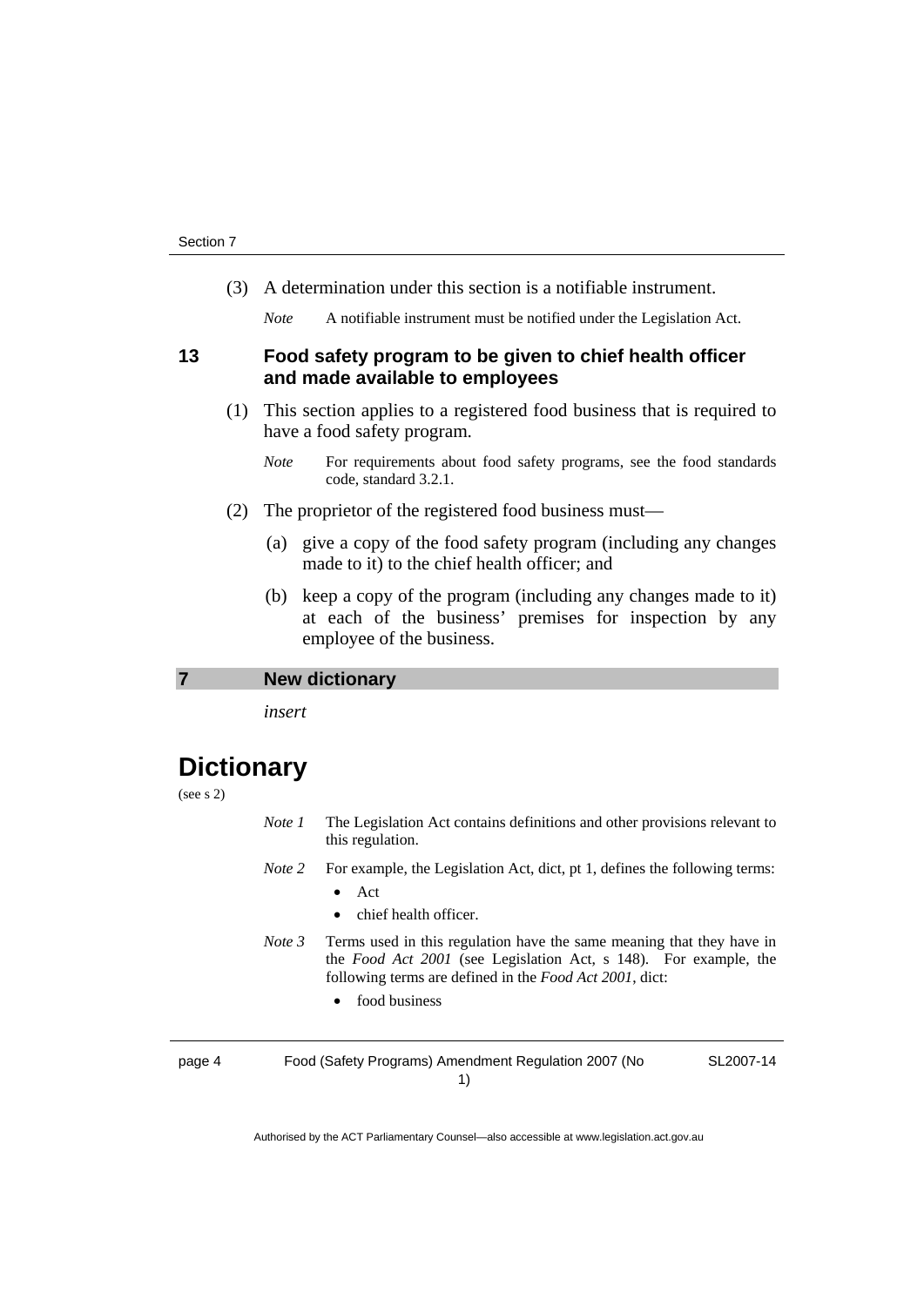(3) A determination under this section is a notifiable instrument.

*Note* A notifiable instrument must be notified under the Legislation Act.

### 13 Food safety program to be given to chief health officer and made available to employees

(1) This section applies to a registered food business that is required to have a food safety program.

*Note* For requirements about food safety programs, see the food standards code, standard 3.2.1.

(2) The proprietor of the registered food business must—

(a) give a copy of the food safety program (including any changes made to it) to the chief health officer; and

(b) keep a copy of the program (including any changes made to it) at each of the business' premises for inspection by any employee of the business.

## 7 New dictionary

*insert*

# Dictionary

(see s 2)

*Note 1* The Legislation Act contains definitions and other provisions relevant to this regulation.

*Note 2* For example, the Legislation Act, dict, pt 1, defines the following terms:

- Act
- chief health officer.

*Note 3* Terms used in this regulation have the same meaning that they have in the *Food Act 2001* (see Legislation Act, s 148). For example, the following terms are defined in the *Food Act 2001*, dict:

- food business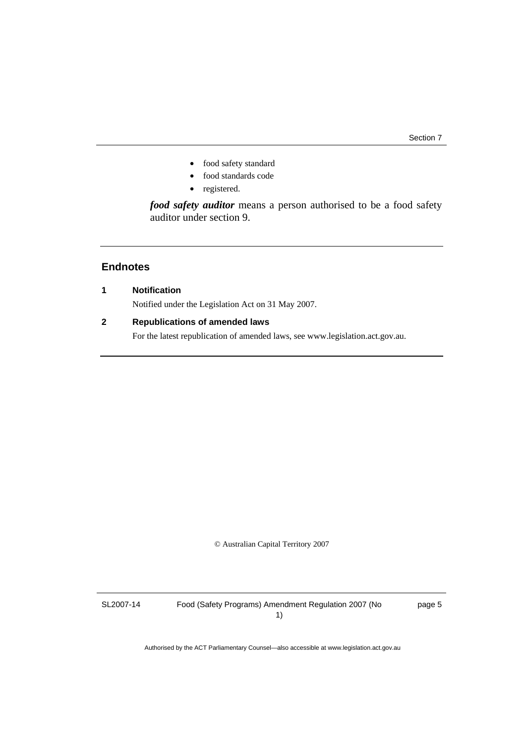- food safety standard
- food standards code
- registered.

***food safety auditor*** means a person authorised to be a food safety auditor under section 9.

## Endnotes

**1 Notification**

Notified under the Legislation Act on 31 May 2007.

**2 Republications of amended laws**

For the latest republication of amended laws, see www.legislation.act.gov.au.

© Australian Capital Territory 2007